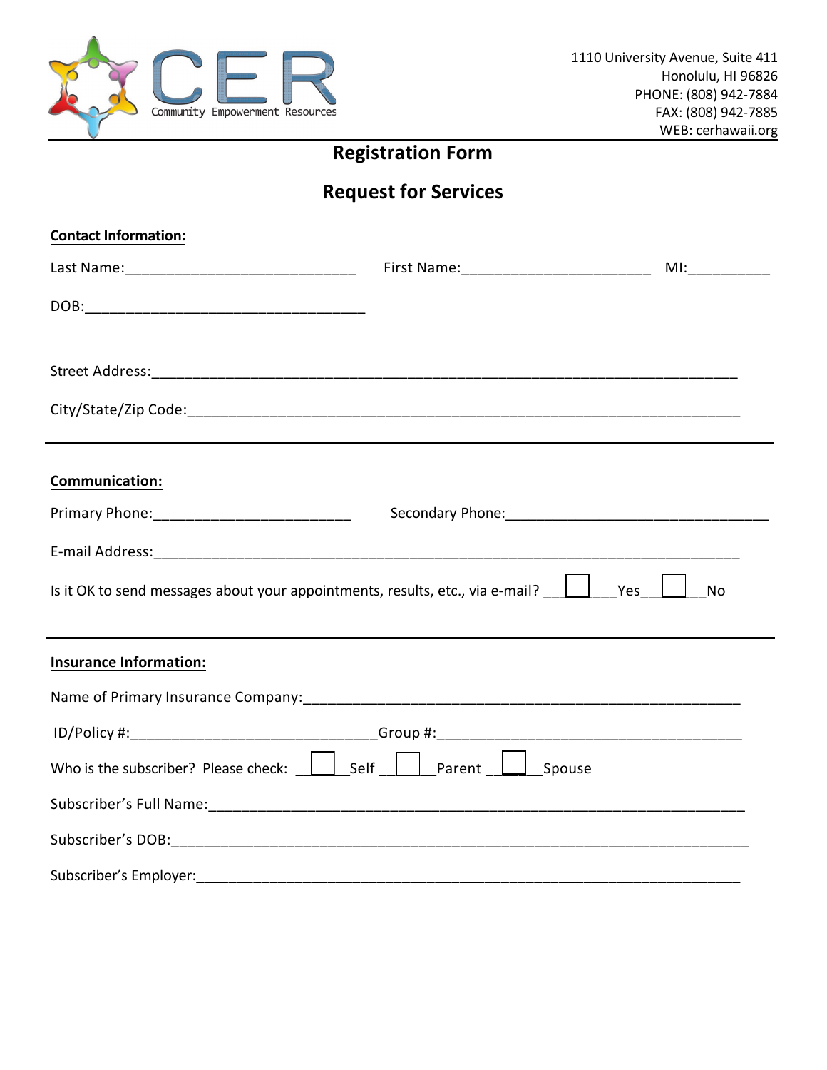CER
Community Empowerment Resources

1110 University Avenue, Suite 411
Honolulu, HI 96826
PHONE: (808) 942-7884
FAX: (808) 942-7885
WEB: cerhawaii.org

# Registration Form

# Request for Services

**Contact Information:**

Last Name:____________________________ First Name:______________________ MI:__________

DOB:___________________________________

Street Address:_______________________________________________________________________

City/State/Zip Code:___________________________________________________________________

---

**Communication:**

Primary Phone:________________________ Secondary Phone:_________________________________

E-mail Address:_______________________________________________________________________

Is it OK to send messages about your appointments, results, etc., via e-mail? ☐ Yes ☐ No

---

**Insurance Information:**

Name of Primary Insurance Company:____________________________________________________

ID/Policy #:______________________________Group #:_____________________________________

Who is the subscriber? Please check: ☐ Self ☐ Parent ☐ Spouse

Subscriber's Full Name:_________________________________________________________________

Subscriber's DOB:_______________________________________________________________________

Subscriber's Employer:__________________________________________________________________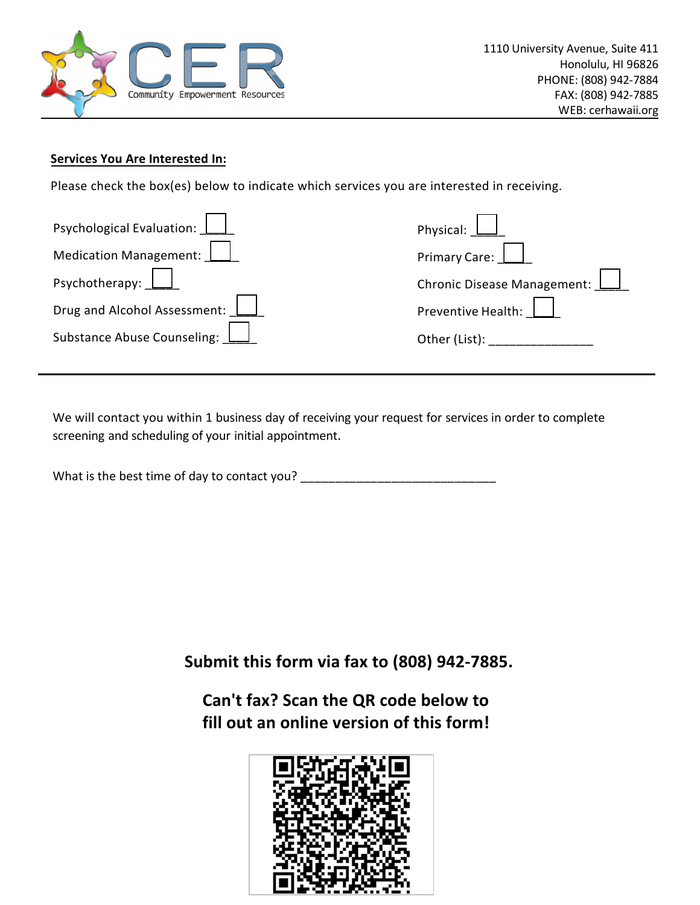CER Community Empowerment Resources

1110 University Avenue, Suite 411
Honolulu, HI 96826
PHONE: (808) 942-7884
FAX: (808) 942-7885
WEB: cerhawaii.org

**Services You Are Interested In:**

Please check the box(es) below to indicate which services you are interested in receiving.

Psychological Evaluation: ☐

Medication Management: ☐

Psychotherapy: ☐

Drug and Alcohol Assessment: ☐

Substance Abuse Counseling: ☐

Physical: ☐

Primary Care: ☐

Chronic Disease Management: ☐

Preventive Health: ☐

Other (List): _______________

---

We will contact you within 1 business day of receiving your request for services in order to complete screening and scheduling of your initial appointment.

What is the best time of day to contact you? ____________________________

**Submit this form via fax to (808) 942-7885.**

**Can't fax? Scan the QR code below to fill out an online version of this form!**